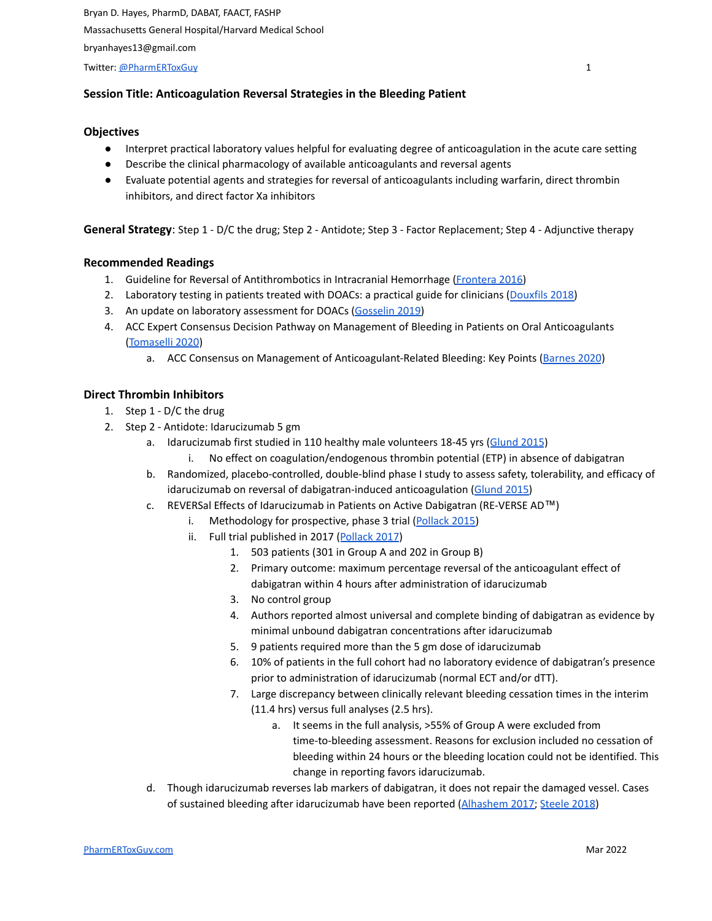Bryan D. Hayes, PharmD, DABAT, FAACT, FASHP

Massachusetts General Hospital/Harvard Medical School

bryanhayes13@gmail.com

Twitter: @PharmERToxGuy

## Session Title: Anticoagulation Reversal Strategies in the Bleeding Patient

### Objectives

- Interpret practical laboratory values helpful for evaluating degree of anticoagulation in the acute care setting
- Describe the clinical pharmacology of available anticoagulants and reversal agents
- Evaluate potential agents and strategies for reversal of anticoagulants including warfarin, direct thrombin inhibitors, and direct factor Xa inhibitors

**General Strategy**: Step 1 - D/C the drug; Step 2 - Antidote; Step 3 - Factor Replacement; Step 4 - Adjunctive therapy

### Recommended Readings

1. Guideline for Reversal of Antithrombotics in Intracranial Hemorrhage (Frontera 2016)
2. Laboratory testing in patients treated with DOACs: a practical guide for clinicians (Douxfils 2018)
3. An update on laboratory assessment for DOACs (Gosselin 2019)
4. ACC Expert Consensus Decision Pathway on Management of Bleeding in Patients on Oral Anticoagulants (Tomaselli 2020)
    a. ACC Consensus on Management of Anticoagulant-Related Bleeding: Key Points (Barnes 2020)

### Direct Thrombin Inhibitors

1. Step 1 - D/C the drug
2. Step 2 - Antidote: Idarucizumab 5 gm
    a. Idarucizumab first studied in 110 healthy male volunteers 18-45 yrs (Glund 2015)
        i. No effect on coagulation/endogenous thrombin potential (ETP) in absence of dabigatran
    b. Randomized, placebo-controlled, double-blind phase I study to assess safety, tolerability, and efficacy of idarucizumab on reversal of dabigatran-induced anticoagulation (Glund 2015)
    c. REVERSal Effects of Idarucizumab in Patients on Active Dabigatran (RE-VERSE AD™)
        i. Methodology for prospective, phase 3 trial (Pollack 2015)
        ii. Full trial published in 2017 (Pollack 2017)
            1. 503 patients (301 in Group A and 202 in Group B)
            2. Primary outcome: maximum percentage reversal of the anticoagulant effect of dabigatran within 4 hours after administration of idarucizumab
            3. No control group
            4. Authors reported almost universal and complete binding of dabigatran as evidence by minimal unbound dabigatran concentrations after idarucizumab
            5. 9 patients required more than the 5 gm dose of idarucizumab
            6. 10% of patients in the full cohort had no laboratory evidence of dabigatran's presence prior to administration of idarucizumab (normal ECT and/or dTT).
            7. Large discrepancy between clinically relevant bleeding cessation times in the interim (11.4 hrs) versus full analyses (2.5 hrs).
                a. It seems in the full analysis, >55% of Group A were excluded from time-to-bleeding assessment. Reasons for exclusion included no cessation of bleeding within 24 hours or the bleeding location could not be identified. This change in reporting favors idarucizumab.
    d. Though idarucizumab reverses lab markers of dabigatran, it does not repair the damaged vessel. Cases of sustained bleeding after idarucizumab have been reported (Alhashem 2017; Steele 2018)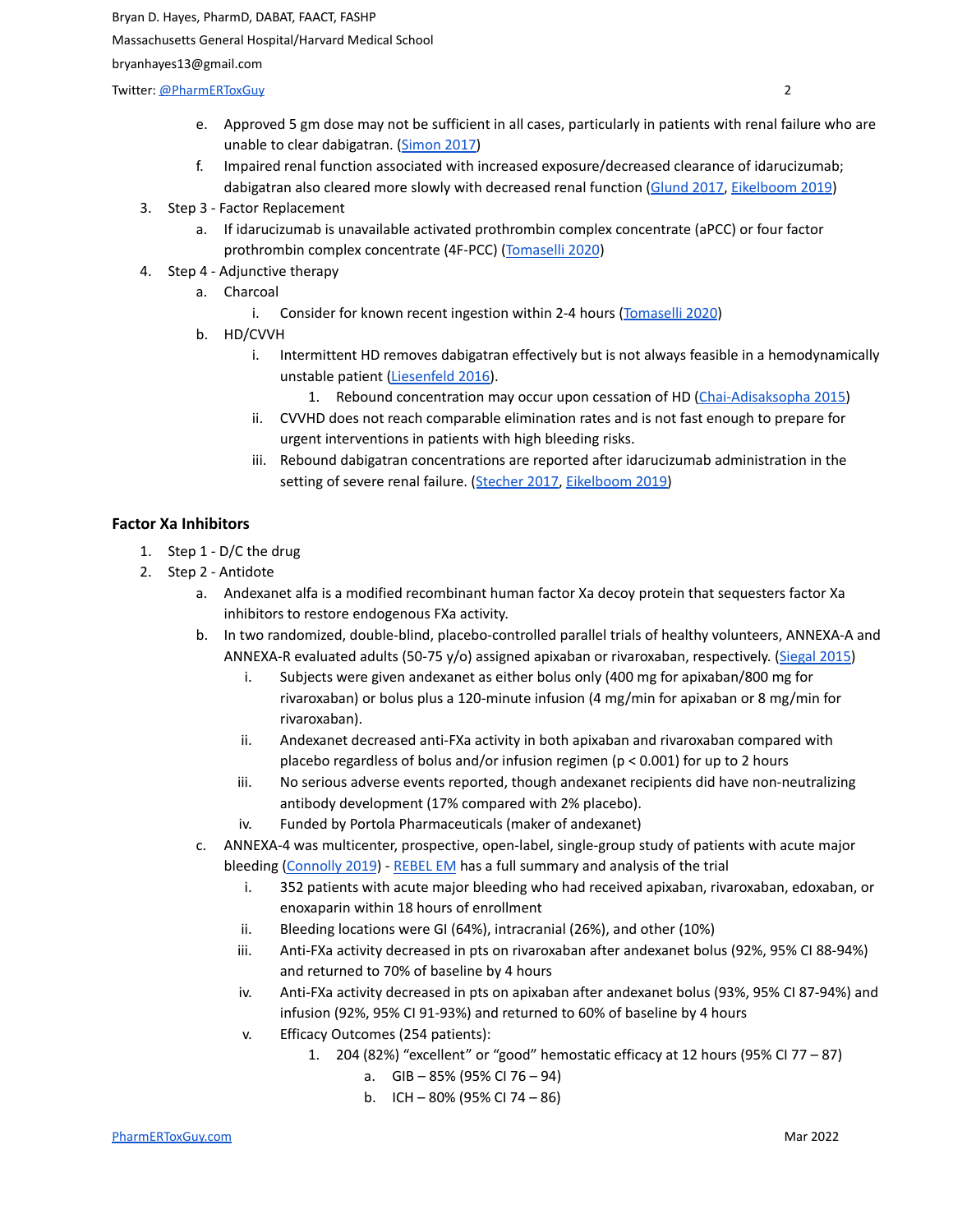e. Approved 5 gm dose may not be sufficient in all cases, particularly in patients with renal failure who are unable to clear dabigatran. (Simon 2017)
   f. Impaired renal function associated with increased exposure/decreased clearance of idarucizumab; dabigatran also cleared more slowly with decreased renal function (Glund 2017, Eikelboom 2019)
3. Step 3 - Factor Replacement
   a. If idarucizumab is unavailable activated prothrombin complex concentrate (aPCC) or four factor prothrombin complex concentrate (4F-PCC) (Tomaselli 2020)
4. Step 4 - Adjunctive therapy
   a. Charcoal
      i. Consider for known recent ingestion within 2-4 hours (Tomaselli 2020)
   b. HD/CVVH
      i. Intermittent HD removes dabigatran effectively but is not always feasible in a hemodynamically unstable patient (Liesenfeld 2016).
         1. Rebound concentration may occur upon cessation of HD (Chai-Adisaksopha 2015)
      ii. CVVHD does not reach comparable elimination rates and is not fast enough to prepare for urgent interventions in patients with high bleeding risks.
      iii. Rebound dabigatran concentrations are reported after idarucizumab administration in the setting of severe renal failure. (Stecher 2017, Eikelboom 2019)

### Factor Xa Inhibitors

1. Step 1 - D/C the drug
2. Step 2 - Antidote
   a. Andexanet alfa is a modified recombinant human factor Xa decoy protein that sequesters factor Xa inhibitors to restore endogenous FXa activity.
   b. In two randomized, double-blind, placebo-controlled parallel trials of healthy volunteers, ANNEXA-A and ANNEXA-R evaluated adults (50-75 y/o) assigned apixaban or rivaroxaban, respectively. (Siegal 2015)
      i. Subjects were given andexanet as either bolus only (400 mg for apixaban/800 mg for rivaroxaban) or bolus plus a 120-minute infusion (4 mg/min for apixaban or 8 mg/min for rivaroxaban).
      ii. Andexanet decreased anti-FXa activity in both apixaban and rivaroxaban compared with placebo regardless of bolus and/or infusion regimen ($p < 0.001$) for up to 2 hours
      iii. No serious adverse events reported, though andexanet recipients did have non-neutralizing antibody development (17% compared with 2% placebo).
      iv. Funded by Portola Pharmaceuticals (maker of andexanet)
   c. ANNEXA-4 was multicenter, prospective, open-label, single-group study of patients with acute major bleeding (Connolly 2019) - REBEL EM has a full summary and analysis of the trial
      i. 352 patients with acute major bleeding who had received apixaban, rivaroxaban, edoxaban, or enoxaparin within 18 hours of enrollment
      ii. Bleeding locations were GI (64%), intracranial (26%), and other (10%)
      iii. Anti-FXa activity decreased in pts on rivaroxaban after andexanet bolus (92%, 95% CI 88-94%) and returned to 70% of baseline by 4 hours
      iv. Anti-FXa activity decreased in pts on apixaban after andexanet bolus (93%, 95% CI 87-94%) and infusion (92%, 95% CI 91-93%) and returned to 60% of baseline by 4 hours
      v. Efficacy Outcomes (254 patients):
         1. 204 (82%) "excellent" or "good" hemostatic efficacy at 12 hours (95% CI 77 – 87)
            a. GIB – 85% (95% CI 76 – 94)
            b. ICH – 80% (95% CI 74 – 86)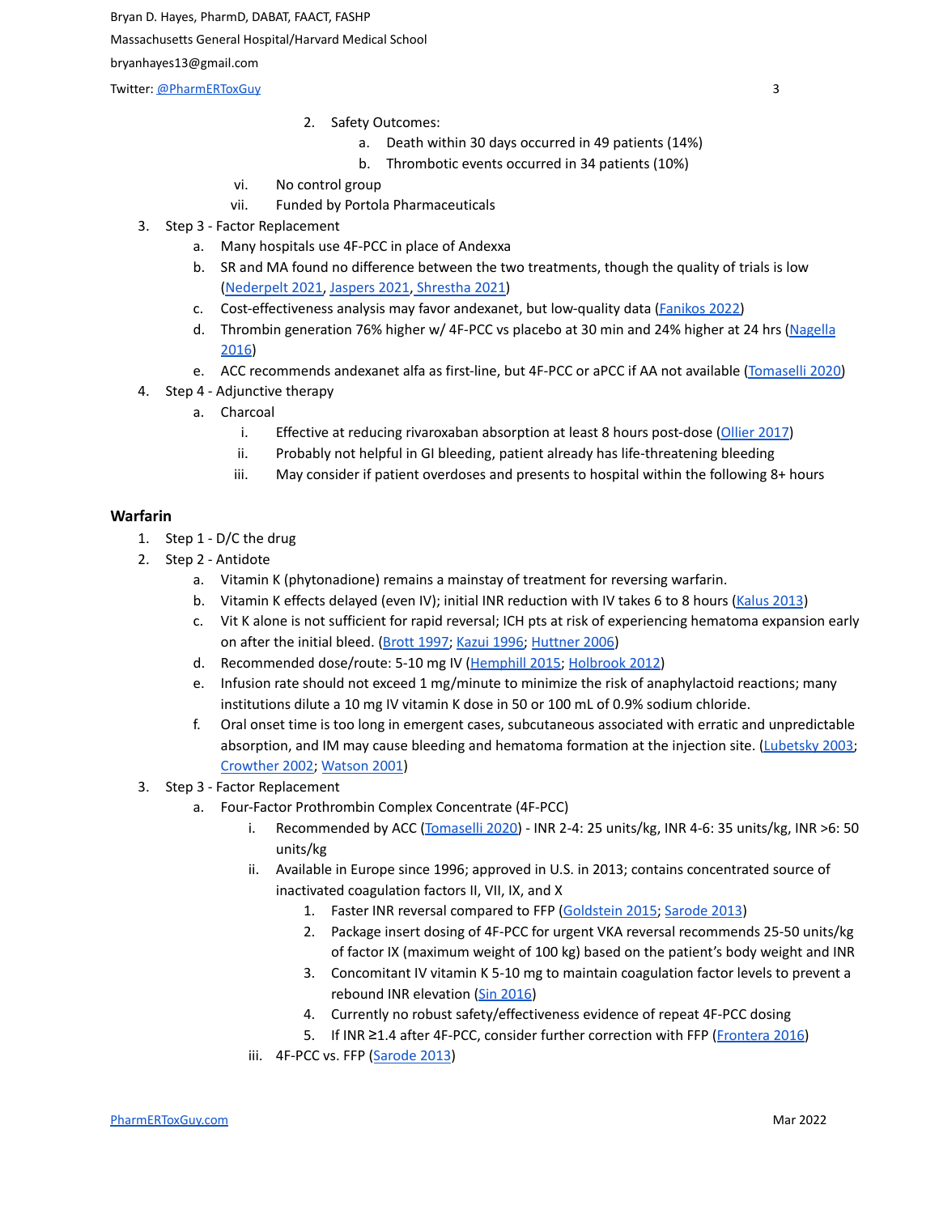2. Safety Outcomes:
   a. Death within 30 days occurred in 49 patients (14%)
   b. Thrombotic events occurred in 34 patients (10%)

vi. No control group

vii. Funded by Portola Pharmaceuticals

3. Step 3 - Factor Replacement
   a. Many hospitals use 4F-PCC in place of Andexxa
   b. SR and MA found no difference between the two treatments, though the quality of trials is low (Nederpelt 2021, Jaspers 2021, Shrestha 2021)
   c. Cost-effectiveness analysis may favor andexanet, but low-quality data (Fanikos 2022)
   d. Thrombin generation 76% higher w/ 4F-PCC vs placebo at 30 min and 24% higher at 24 hrs (Nagella 2016)
   e. ACC recommends andexanet alfa as first-line, but 4F-PCC or aPCC if AA not available (Tomaselli 2020)
4. Step 4 - Adjunctive therapy
   a. Charcoal
      i. Effective at reducing rivaroxaban absorption at least 8 hours post-dose (Ollier 2017)
      ii. Probably not helpful in GI bleeding, patient already has life-threatening bleeding
      iii. May consider if patient overdoses and presents to hospital within the following 8+ hours

## Warfarin

1. Step 1 - D/C the drug
2. Step 2 - Antidote
   a. Vitamin K (phytonadione) remains a mainstay of treatment for reversing warfarin.
   b. Vitamin K effects delayed (even IV); initial INR reduction with IV takes 6 to 8 hours (Kalus 2013)
   c. Vit K alone is not sufficient for rapid reversal; ICH pts at risk of experiencing hematoma expansion early on after the initial bleed. (Brott 1997; Kazui 1996; Huttner 2006)
   d. Recommended dose/route: 5-10 mg IV (Hemphill 2015; Holbrook 2012)
   e. Infusion rate should not exceed 1 mg/minute to minimize the risk of anaphylactoid reactions; many institutions dilute a 10 mg IV vitamin K dose in 50 or 100 mL of 0.9% sodium chloride.
   f. Oral onset time is too long in emergent cases, subcutaneous associated with erratic and unpredictable absorption, and IM may cause bleeding and hematoma formation at the injection site. (Lubetsky 2003; Crowther 2002; Watson 2001)
3. Step 3 - Factor Replacement
   a. Four-Factor Prothrombin Complex Concentrate (4F-PCC)
      i. Recommended by ACC (Tomaselli 2020) - INR 2-4: 25 units/kg, INR 4-6: 35 units/kg, INR >6: 50 units/kg
      ii. Available in Europe since 1996; approved in U.S. in 2013; contains concentrated source of inactivated coagulation factors II, VII, IX, and X
         1. Faster INR reversal compared to FFP (Goldstein 2015; Sarode 2013)
         2. Package insert dosing of 4F-PCC for urgent VKA reversal recommends 25-50 units/kg of factor IX (maximum weight of 100 kg) based on the patient's body weight and INR
         3. Concomitant IV vitamin K 5-10 mg to maintain coagulation factor levels to prevent a rebound INR elevation (Sin 2016)
         4. Currently no robust safety/effectiveness evidence of repeat 4F-PCC dosing
         5. If INR ≥1.4 after 4F-PCC, consider further correction with FFP (Frontera 2016)
      iii. 4F-PCC vs. FFP (Sarode 2013)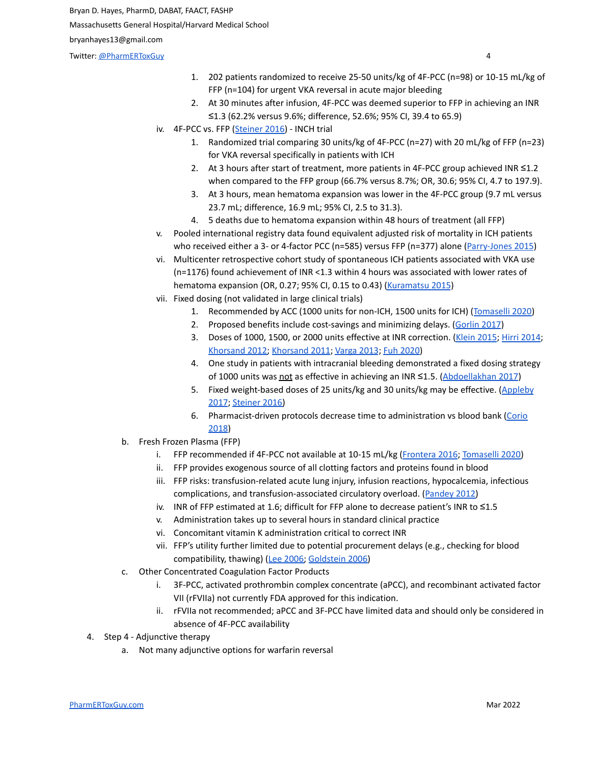1. 202 patients randomized to receive 25-50 units/kg of 4F-PCC (n=98) or 10-15 mL/kg of FFP (n=104) for urgent VKA reversal in acute major bleeding
2. At 30 minutes after infusion, 4F-PCC was deemed superior to FFP in achieving an INR ≤1.3 (62.2% versus 9.6%; difference, 52.6%; 95% CI, 39.4 to 65.9)

iv. 4F-PCC vs. FFP (Steiner 2016) - INCH trial

1. Randomized trial comparing 30 units/kg of 4F-PCC (n=27) with 20 mL/kg of FFP (n=23) for VKA reversal specifically in patients with ICH
2. At 3 hours after start of treatment, more patients in 4F-PCC group achieved INR ≤1.2 when compared to the FFP group (66.7% versus 8.7%; OR, 30.6; 95% CI, 4.7 to 197.9).
3. At 3 hours, mean hematoma expansion was lower in the 4F-PCC group (9.7 mL versus 23.7 mL; difference, 16.9 mL; 95% CI, 2.5 to 31.3).
4. 5 deaths due to hematoma expansion within 48 hours of treatment (all FFP)

v. Pooled international registry data found equivalent adjusted risk of mortality in ICH patients who received either a 3- or 4-factor PCC (n=585) versus FFP (n=377) alone (Parry-Jones 2015)

vi. Multicenter retrospective cohort study of spontaneous ICH patients associated with VKA use (n=1176) found achievement of INR <1.3 within 4 hours was associated with lower rates of hematoma expansion (OR, 0.27; 95% CI, 0.15 to 0.43) (Kuramatsu 2015)

vii. Fixed dosing (not validated in large clinical trials)

1. Recommended by ACC (1000 units for non-ICH, 1500 units for ICH) (Tomaselli 2020)
2. Proposed benefits include cost-savings and minimizing delays. (Gorlin 2017)
3. Doses of 1000, 1500, or 2000 units effective at INR correction. (Klein 2015; Hirri 2014; Khorsand 2012; Khorsand 2011; Varga 2013; Fuh 2020)
4. One study in patients with intracranial bleeding demonstrated a fixed dosing strategy of 1000 units was <u>not</u> as effective in achieving an INR ≤1.5. (Abdoellakhan 2017)
5. Fixed weight-based doses of 25 units/kg and 30 units/kg may be effective. (Appleby 2017; Steiner 2016)
6. Pharmacist-driven protocols decrease time to administration vs blood bank (Corio 2018)

b. Fresh Frozen Plasma (FFP)

i. FFP recommended if 4F-PCC not available at 10-15 mL/kg (Frontera 2016; Tomaselli 2020)
ii. FFP provides exogenous source of all clotting factors and proteins found in blood
iii. FFP risks: transfusion-related acute lung injury, infusion reactions, hypocalcemia, infectious complications, and transfusion-associated circulatory overload. (Pandey 2012)
iv. INR of FFP estimated at 1.6; difficult for FFP alone to decrease patient's INR to ≤1.5
v. Administration takes up to several hours in standard clinical practice
vi. Concomitant vitamin K administration critical to correct INR
vii. FFP's utility further limited due to potential procurement delays (e.g., checking for blood compatibility, thawing) (Lee 2006; Goldstein 2006)

c. Other Concentrated Coagulation Factor Products

i. 3F-PCC, activated prothrombin complex concentrate (aPCC), and recombinant activated factor VII (rFVIIa) not currently FDA approved for this indication.
ii. rFVIIa not recommended; aPCC and 3F-PCC have limited data and should only be considered in absence of 4F-PCC availability

4. Step 4 - Adjunctive therapy

a. Not many adjunctive options for warfarin reversal